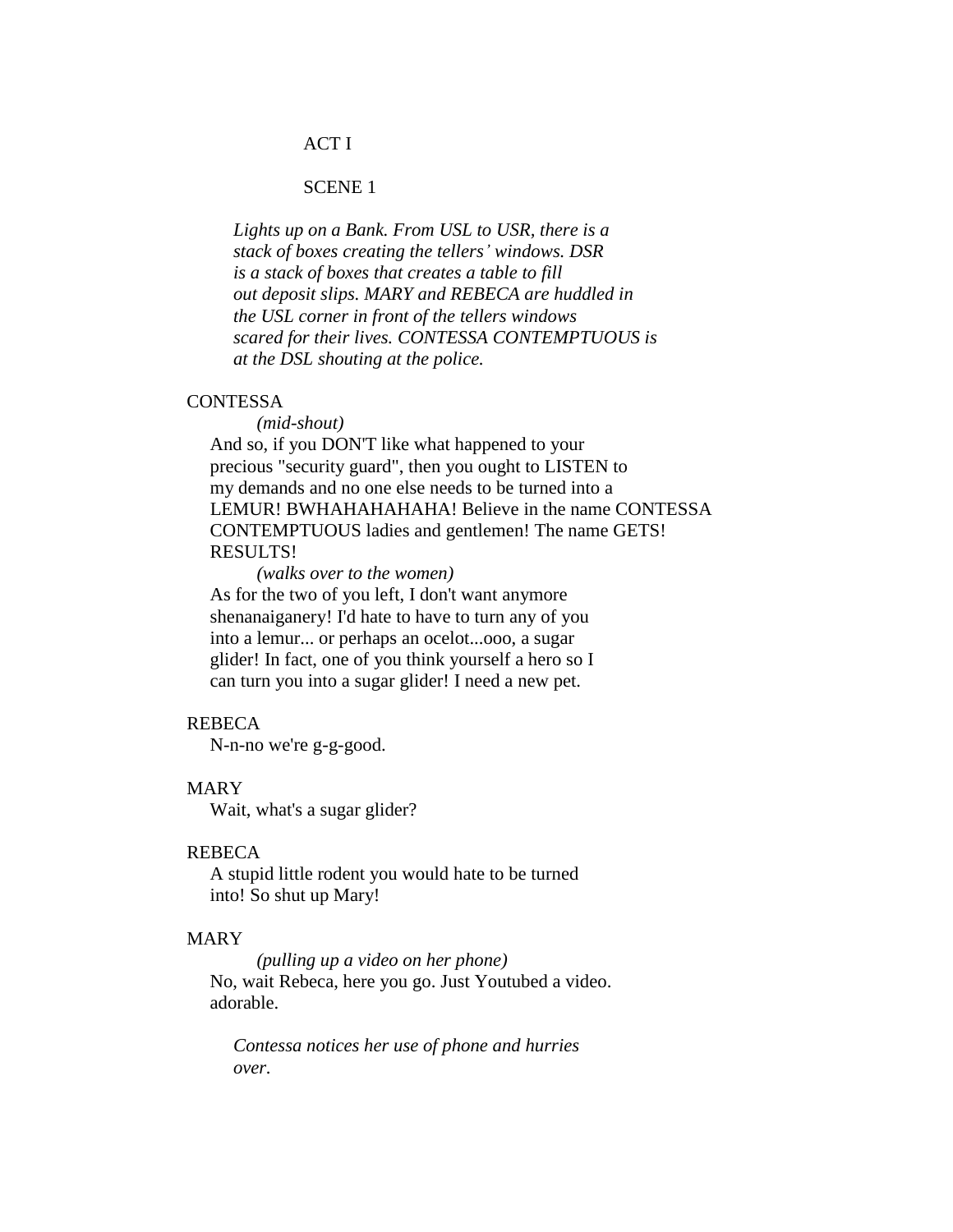ACT I

SCENE 1

*Lights up on a Bank. From USL to USR, there is a stack of boxes creating the tellers' windows. DSR is a stack of boxes that creates a table to fill out deposit slips. MARY and REBECA are huddled in the USL corner in front of the tellers windows scared for their lives. CONTESSA CONTEMPTUOUS is at the DSL shouting at the police.*

CONTESSA

*(mid-shout)*

And so, if you DON'T like what happened to your precious "security guard", then you ought to LISTEN to my demands and no one else needs to be turned into a LEMUR! BWHAHAHAHAHA! Believe in the name CONTESSA CONTEMPTUOUS ladies and gentlemen! The name GETS! RESULTS!

*(walks over to the women)*

As for the two of you left, I don't want anymore shenanaiganery! I'd hate to have to turn any of you into a lemur... or perhaps an ocelot...ooo, a sugar glider! In fact, one of you think yourself a hero so I can turn you into a sugar glider! I need a new pet.

REBECA

N-n-no we're g-g-good.

MARY

Wait, what's a sugar glider?

REBECA

A stupid little rodent you would hate to be turned into! So shut up Mary!

MARY

*(pulling up a video on her phone)*

No, wait Rebeca, here you go. Just Youtubed a video. adorable.

*Contessa notices her use of phone and hurries over.*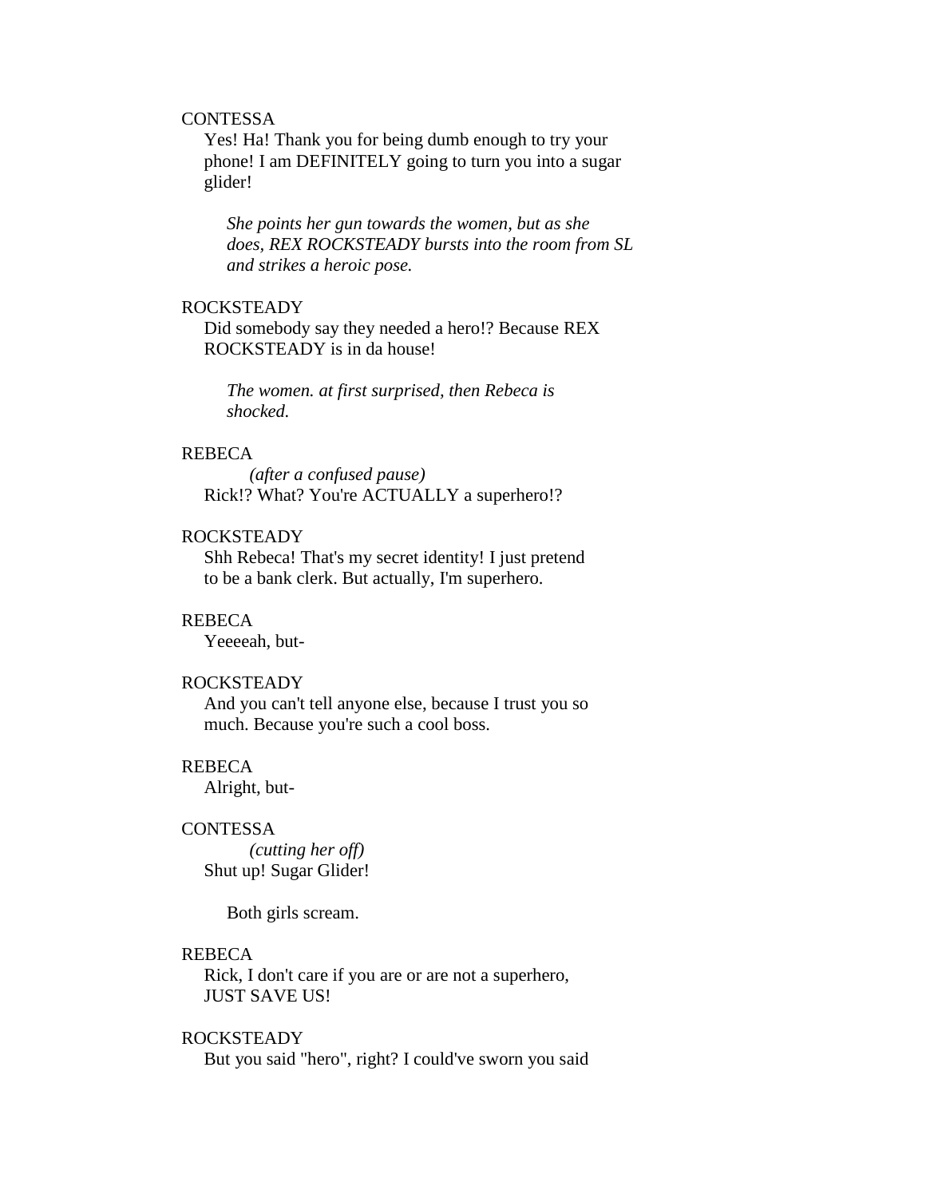CONTESSA

Yes! Ha! Thank you for being dumb enough to try your phone! I am DEFINITELY going to turn you into a sugar glider!

*She points her gun towards the women, but as she does, REX ROCKSTEADY bursts into the room from SL and strikes a heroic pose.*

ROCKSTEADY

Did somebody say they needed a hero!? Because REX ROCKSTEADY is in da house!

*The women. at first surprised, then Rebeca is shocked.*

REBECA

*(after a confused pause)*

Rick!? What? You're ACTUALLY a superhero!?

ROCKSTEADY

Shh Rebeca! That's my secret identity! I just pretend to be a bank clerk. But actually, I'm superhero.

REBECA

Yeeeeah, but-

ROCKSTEADY

And you can't tell anyone else, because I trust you so much. Because you're such a cool boss.

REBECA

Alright, but-

CONTESSA

*(cutting her off)*

Shut up! Sugar Glider!

Both girls scream.

REBECA

Rick, I don't care if you are or are not a superhero, JUST SAVE US!

ROCKSTEADY

But you said "hero", right? I could've sworn you said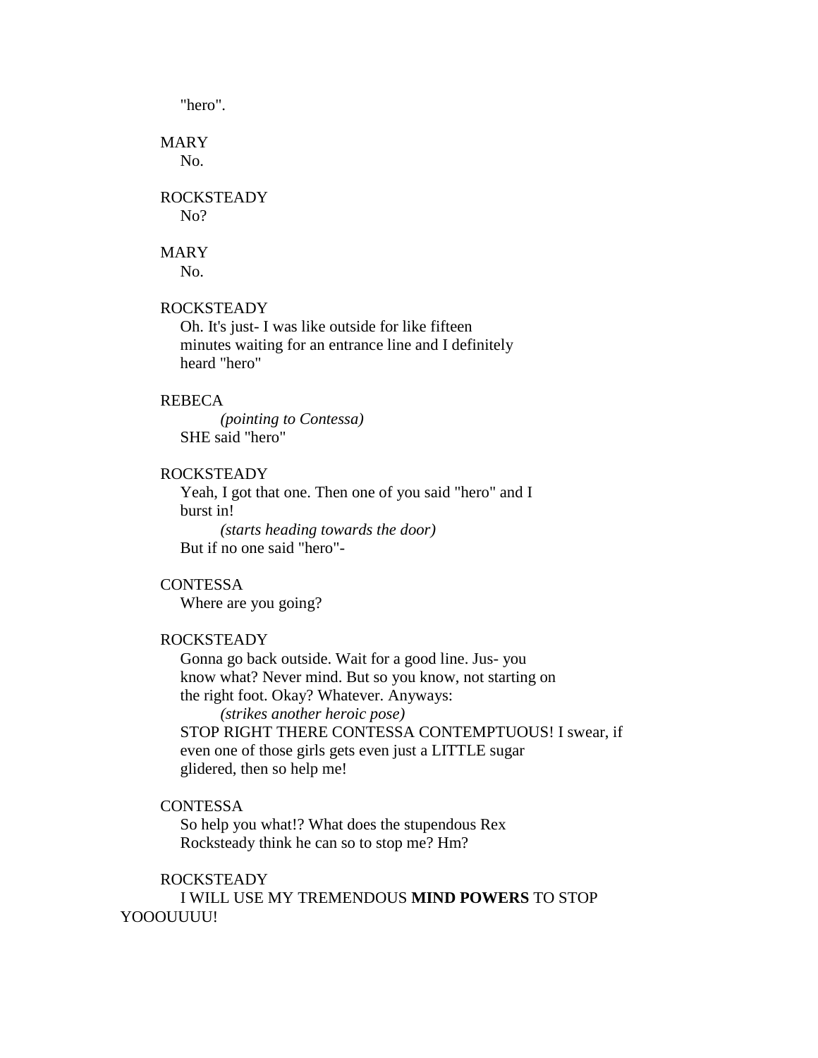"hero".

MARY
No.

ROCKSTEADY
No?

MARY
No.

ROCKSTEADY
Oh. It's just- I was like outside for like fifteen minutes waiting for an entrance line and I definitely heard "hero"

REBECA
*(pointing to Contessa)*
SHE said "hero"

ROCKSTEADY
Yeah, I got that one. Then one of you said "hero" and I burst in!
*(starts heading towards the door)*
But if no one said "hero"-

CONTESSA
Where are you going?

ROCKSTEADY
Gonna go back outside. Wait for a good line. Jus- you know what? Never mind. But so you know, not starting on the right foot. Okay? Whatever. Anyways:
*(strikes another heroic pose)*
STOP RIGHT THERE CONTESSA CONTEMPTUOUS! I swear, if even one of those girls gets even just a LITTLE sugar glidered, then so help me!

CONTESSA
So help you what!? What does the stupendous Rex Rocksteady think he can so to stop me? Hm?

ROCKSTEADY
I WILL USE MY TREMENDOUS **MIND POWERS** TO STOP YOOOUUUU!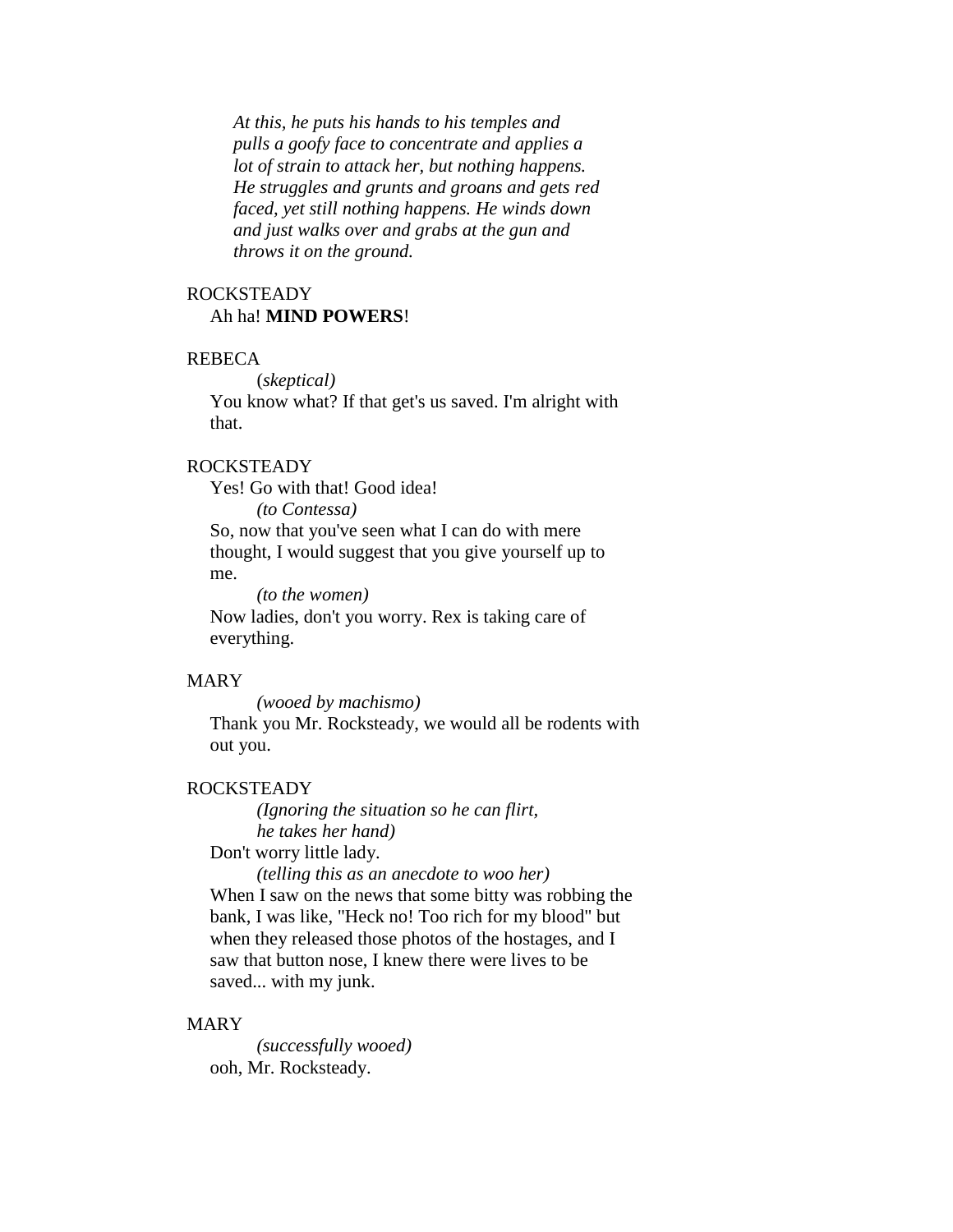*At this, he puts his hands to his temples and pulls a goofy face to concentrate and applies a lot of strain to attack her, but nothing happens. He struggles and grunts and groans and gets red faced, yet still nothing happens. He winds down and just walks over and grabs at the gun and throws it on the ground.*

ROCKSTEADY
Ah ha! **MIND POWERS**!

REBECA
(*skeptical)*
You know what? If that get's us saved. I'm alright with that.

ROCKSTEADY
Yes! Go with that! Good idea!
*(to Contessa)*
So, now that you've seen what I can do with mere thought, I would suggest that you give yourself up to me.
*(to the women)*
Now ladies, don't you worry. Rex is taking care of everything.

MARY
*(wooed by machismo)*
Thank you Mr. Rocksteady, we would all be rodents with out you.

ROCKSTEADY
*(Ignoring the situation so he can flirt, he takes her hand)*
Don't worry little lady.
*(telling this as an anecdote to woo her)*
When I saw on the news that some bitty was robbing the bank, I was like, "Heck no! Too rich for my blood" but when they released those photos of the hostages, and I saw that button nose, I knew there were lives to be saved... with my junk.

MARY
*(successfully wooed)*
ooh, Mr. Rocksteady.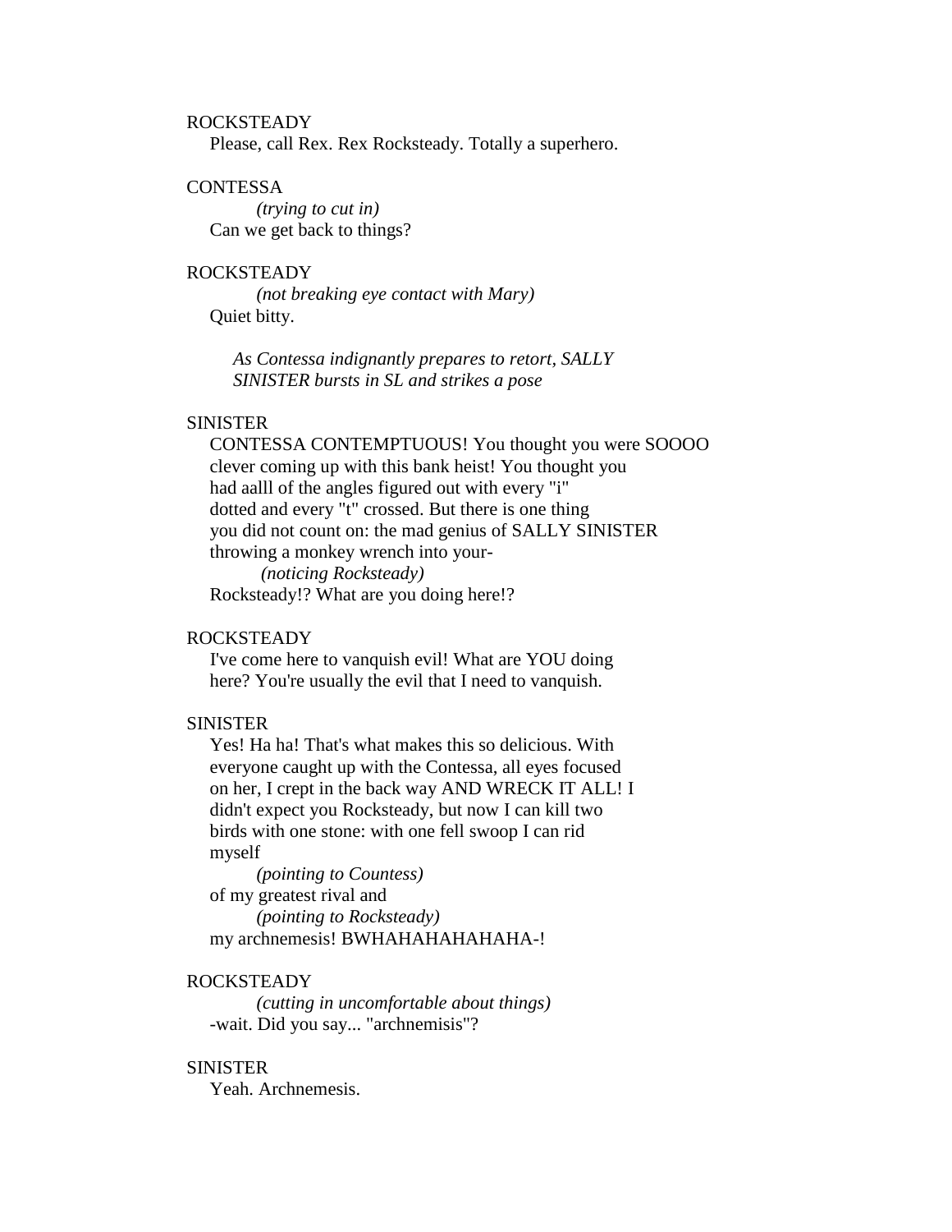ROCKSTEADY

Please, call Rex. Rex Rocksteady. Totally a superhero.

CONTESSA

*(trying to cut in)*

Can we get back to things?

ROCKSTEADY

*(not breaking eye contact with Mary)*

Quiet bitty.

*As Contessa indignantly prepares to retort, SALLY SINISTER bursts in SL and strikes a pose*

SINISTER

CONTESSA CONTEMPTUOUS! You thought you were SOOOO clever coming up with this bank heist! You thought you had aalll of the angles figured out with every "i" dotted and every "t" crossed. But there is one thing you did not count on: the mad genius of SALLY SINISTER throwing a monkey wrench into your-

*(noticing Rocksteady)*

Rocksteady!? What are you doing here!?

ROCKSTEADY

I've come here to vanquish evil! What are YOU doing here? You're usually the evil that I need to vanquish.

SINISTER

Yes! Ha ha! That's what makes this so delicious. With everyone caught up with the Contessa, all eyes focused on her, I crept in the back way AND WRECK IT ALL! I didn't expect you Rocksteady, but now I can kill two birds with one stone: with one fell swoop I can rid myself

*(pointing to Countess)*

of my greatest rival and

*(pointing to Rocksteady)*

my archnemesis! BWHAHAHAHAHAHA-!

ROCKSTEADY

*(cutting in uncomfortable about things)*

-wait. Did you say... "archnemisis"?

SINISTER

Yeah. Archnemesis.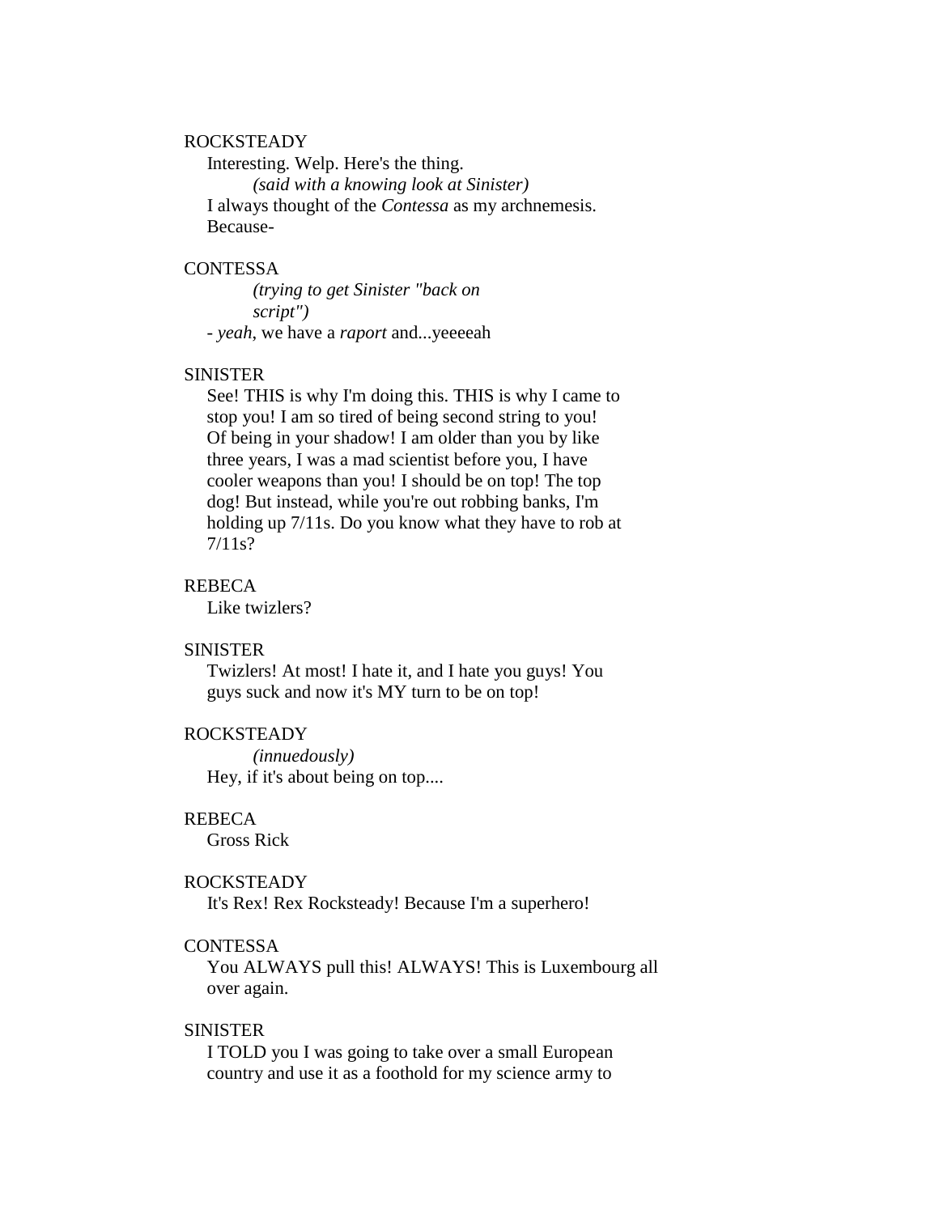ROCKSTEADY

Interesting. Welp. Here's the thing.

*(said with a knowing look at Sinister)*

I always thought of the *Contessa* as my archnemesis. Because-

CONTESSA

*(trying to get Sinister "back on script")*

- *yeah*, we have a *raport* and...yeeeeah

SINISTER

See! THIS is why I'm doing this. THIS is why I came to stop you! I am so tired of being second string to you! Of being in your shadow! I am older than you by like three years, I was a mad scientist before you, I have cooler weapons than you! I should be on top! The top dog! But instead, while you're out robbing banks, I'm holding up 7/11s. Do you know what they have to rob at 7/11s?

REBECA

Like twizlers?

SINISTER

Twizlers! At most! I hate it, and I hate you guys! You guys suck and now it's MY turn to be on top!

ROCKSTEADY

*(innuedously)*

Hey, if it's about being on top....

REBECA

Gross Rick

ROCKSTEADY

It's Rex! Rex Rocksteady! Because I'm a superhero!

CONTESSA

You ALWAYS pull this! ALWAYS! This is Luxembourg all over again.

SINISTER

I TOLD you I was going to take over a small European country and use it as a foothold for my science army to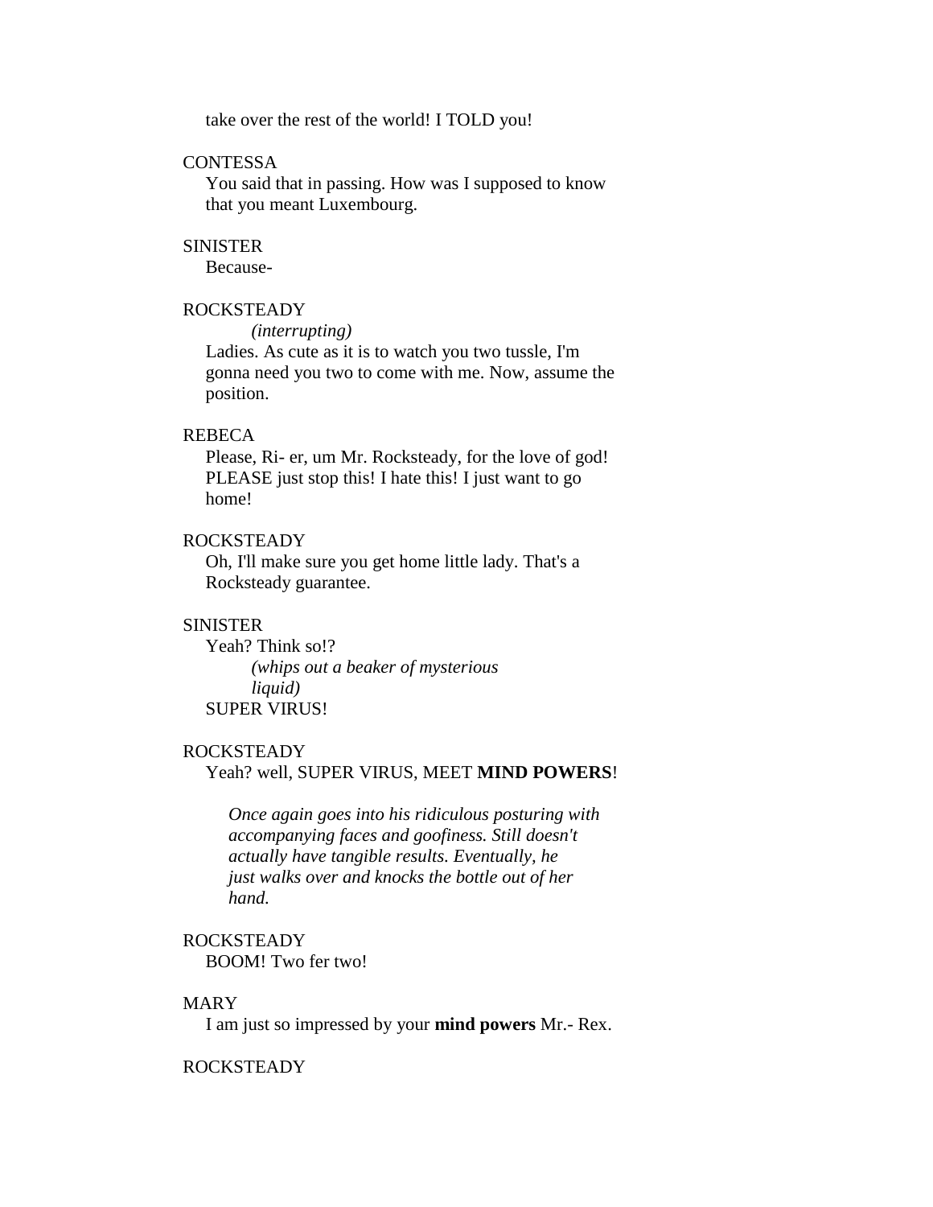take over the rest of the world! I TOLD you!

CONTESSA

You said that in passing. How was I supposed to know that you meant Luxembourg.

SINISTER

Because-

ROCKSTEADY

*(interrupting)*

Ladies. As cute as it is to watch you two tussle, I'm gonna need you two to come with me. Now, assume the position.

REBECA

Please, Ri- er, um Mr. Rocksteady, for the love of god! PLEASE just stop this! I hate this! I just want to go home!

ROCKSTEADY

Oh, I'll make sure you get home little lady. That's a Rocksteady guarantee.

SINISTER

Yeah? Think so!?

*(whips out a beaker of mysterious liquid)*

SUPER VIRUS!

ROCKSTEADY

Yeah? well, SUPER VIRUS, MEET **MIND POWERS**!

*Once again goes into his ridiculous posturing with accompanying faces and goofiness. Still doesn't actually have tangible results. Eventually, he just walks over and knocks the bottle out of her hand.*

ROCKSTEADY

BOOM! Two fer two!

MARY

I am just so impressed by your **mind powers** Mr.- Rex.

ROCKSTEADY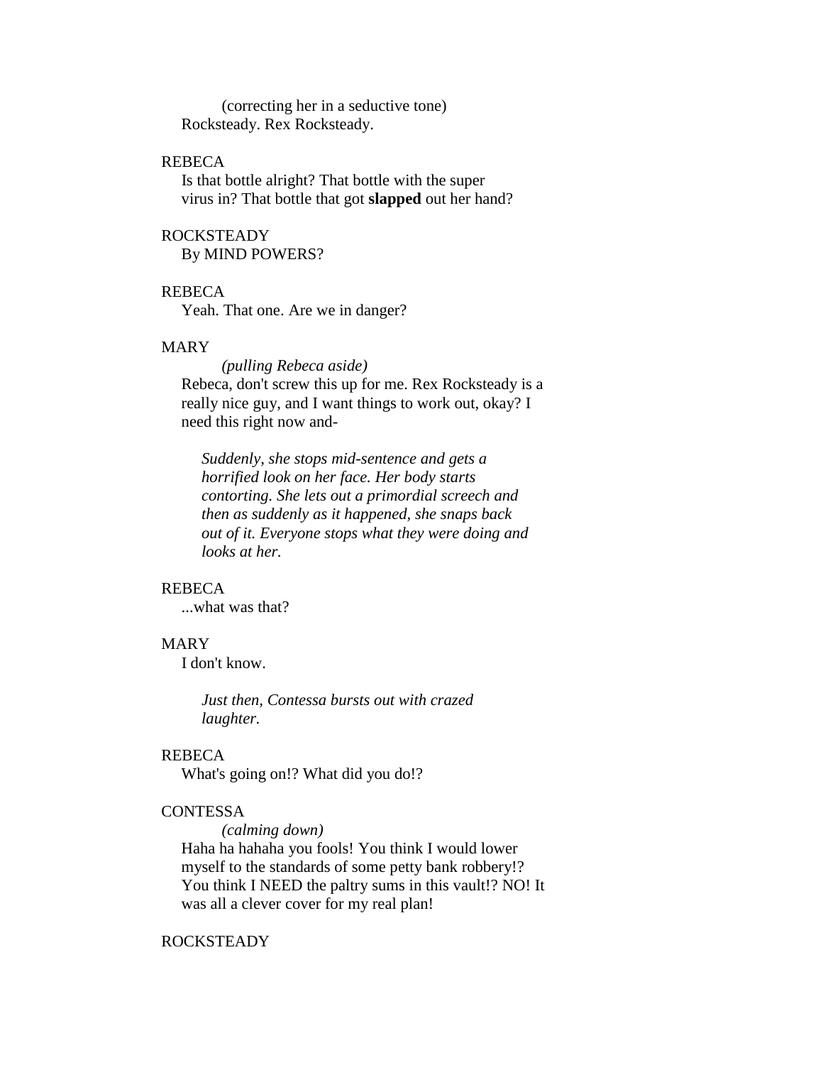(correcting her in a seductive tone)
Rocksteady. Rex Rocksteady.

REBECA
Is that bottle alright? That bottle with the super virus in? That bottle that got **slapped** out her hand?

ROCKSTEADY
By MIND POWERS?

REBECA
Yeah. That one. Are we in danger?

MARY
*(pulling Rebeca aside)*
Rebeca, don't screw this up for me. Rex Rocksteady is a really nice guy, and I want things to work out, okay? I need this right now and-

*Suddenly, she stops mid-sentence and gets a horrified look on her face. Her body starts contorting. She lets out a primordial screech and then as suddenly as it happened, she snaps back out of it. Everyone stops what they were doing and looks at her.*

REBECA
...what was that?

MARY
I don't know.

*Just then, Contessa bursts out with crazed laughter.*

REBECA
What's going on!? What did you do!?

CONTESSA
*(calming down)*
Haha ha hahaha you fools! You think I would lower myself to the standards of some petty bank robbery!? You think I NEED the paltry sums in this vault!? NO! It was all a clever cover for my real plan!

ROCKSTEADY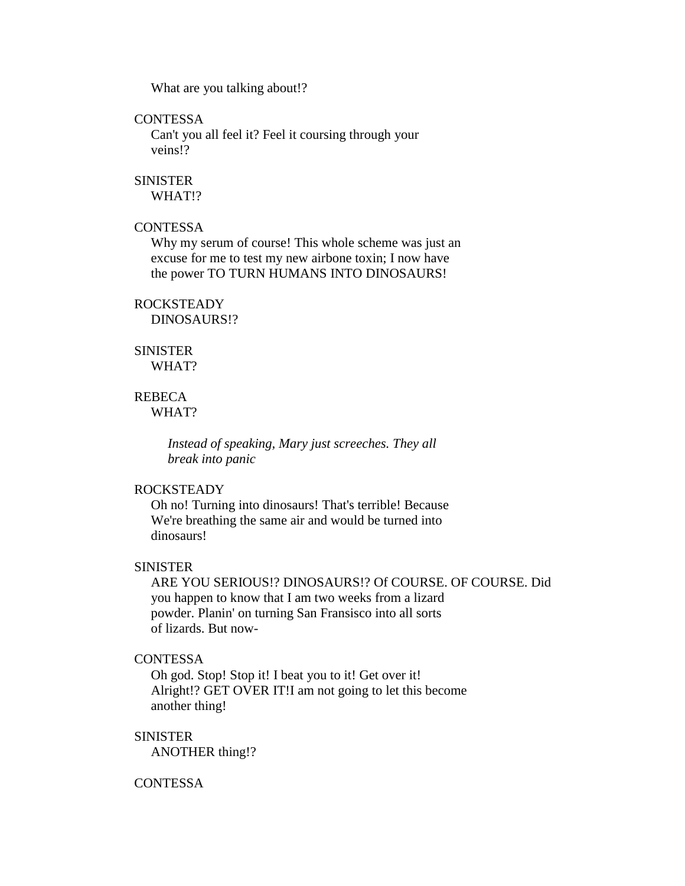What are you talking about!?

CONTESSA
Can't you all feel it? Feel it coursing through your veins!?

SINISTER
WHAT!?

CONTESSA
Why my serum of course! This whole scheme was just an excuse for me to test my new airbone toxin; I now have the power TO TURN HUMANS INTO DINOSAURS!

ROCKSTEADY
DINOSAURS!?

SINISTER
WHAT?

REBECA
WHAT?

*Instead of speaking, Mary just screeches. They all break into panic*

ROCKSTEADY
Oh no! Turning into dinosaurs! That's terrible! Because We're breathing the same air and would be turned into dinosaurs!

SINISTER
ARE YOU SERIOUS!? DINOSAURS!? Of COURSE. OF COURSE. Did you happen to know that I am two weeks from a lizard powder. Planin' on turning San Fransisco into all sorts of lizards. But now-

CONTESSA
Oh god. Stop! Stop it! I beat you to it! Get over it! Alright!? GET OVER IT!I am not going to let this become another thing!

SINISTER
ANOTHER thing!?

CONTESSA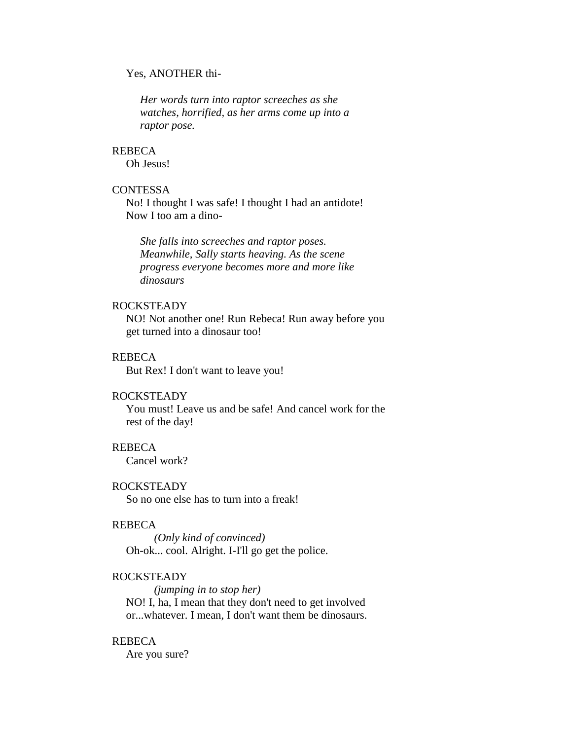Yes, ANOTHER thi-

*Her words turn into raptor screeches as she watches, horrified, as her arms come up into a raptor pose.*

REBECA

Oh Jesus!

CONTESSA

No! I thought I was safe! I thought I had an antidote! Now I too am a dino-

*She falls into screeches and raptor poses. Meanwhile, Sally starts heaving. As the scene progress everyone becomes more and more like dinosaurs*

ROCKSTEADY

NO! Not another one! Run Rebeca! Run away before you get turned into a dinosaur too!

REBECA

But Rex! I don't want to leave you!

ROCKSTEADY

You must! Leave us and be safe! And cancel work for the rest of the day!

REBECA

Cancel work?

ROCKSTEADY

So no one else has to turn into a freak!

REBECA

*(Only kind of convinced)*

Oh-ok... cool. Alright. I-I'll go get the police.

ROCKSTEADY

*(jumping in to stop her)*

NO! I, ha, I mean that they don't need to get involved or...whatever. I mean, I don't want them be dinosaurs.

REBECA

Are you sure?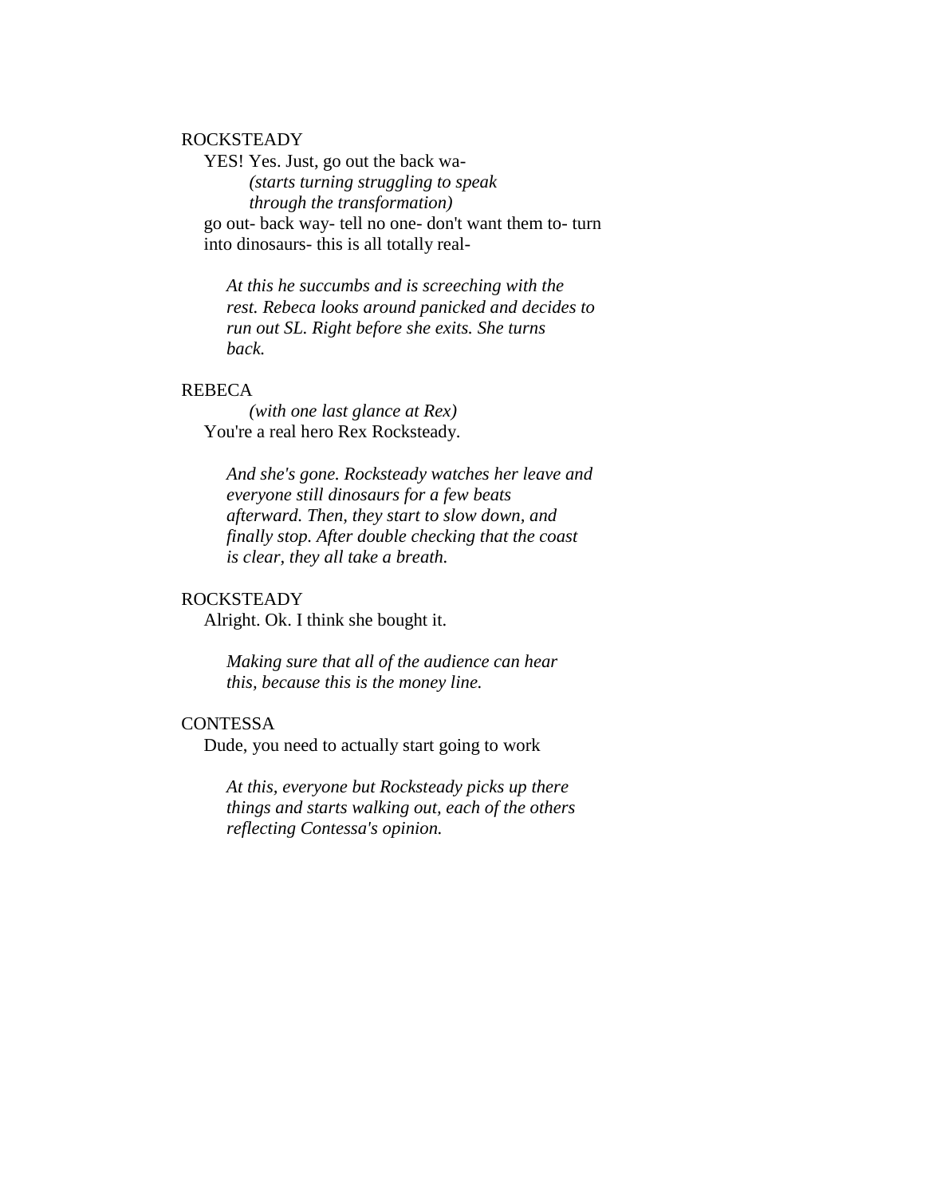ROCKSTEADY

YES! Yes. Just, go out the back wa-

*(starts turning struggling to speak through the transformation)*

go out- back way- tell no one- don't want them to- turn into dinosaurs- this is all totally real-

*At this he succumbs and is screeching with the rest. Rebeca looks around panicked and decides to run out SL. Right before she exits. She turns back.*

REBECA

*(with one last glance at Rex)*

You're a real hero Rex Rocksteady.

*And she's gone. Rocksteady watches her leave and everyone still dinosaurs for a few beats afterward. Then, they start to slow down, and finally stop. After double checking that the coast is clear, they all take a breath.*

ROCKSTEADY

Alright. Ok. I think she bought it.

*Making sure that all of the audience can hear this, because this is the money line.*

CONTESSA

Dude, you need to actually start going to work

*At this, everyone but Rocksteady picks up there things and starts walking out, each of the others reflecting Contessa's opinion.*